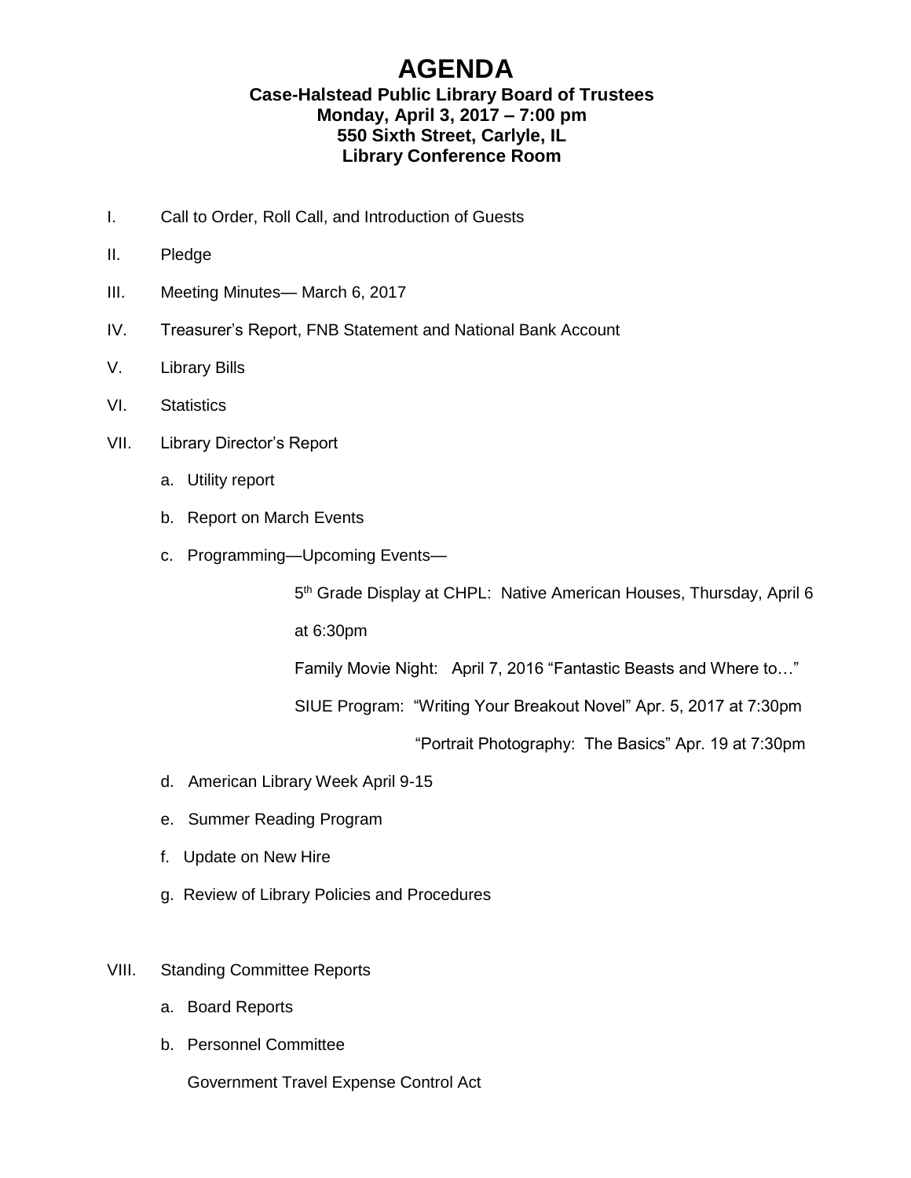# AGENDA

**Case-Halstead Public Library Board of Trustees**
**Monday, April 3, 2017 – 7:00 pm**
**550 Sixth Street, Carlyle, IL**
**Library Conference Room**

I. Call to Order, Roll Call, and Introduction of Guests

II. Pledge

III. Meeting Minutes— March 6, 2017

IV. Treasurer's Report, FNB Statement and National Bank Account

V. Library Bills

VI. Statistics

VII. Library Director's Report

a. Utility report

b. Report on March Events

c. Programming—Upcoming Events—

5th Grade Display at CHPL: Native American Houses, Thursday, April 6 at 6:30pm

Family Movie Night: April 7, 2016 "Fantastic Beasts and Where to…"

SIUE Program: "Writing Your Breakout Novel" Apr. 5, 2017 at 7:30pm

"Portrait Photography: The Basics" Apr. 19 at 7:30pm

d. American Library Week April 9-15

e. Summer Reading Program

f. Update on New Hire

g. Review of Library Policies and Procedures

VIII. Standing Committee Reports

a. Board Reports

b. Personnel Committee

Government Travel Expense Control Act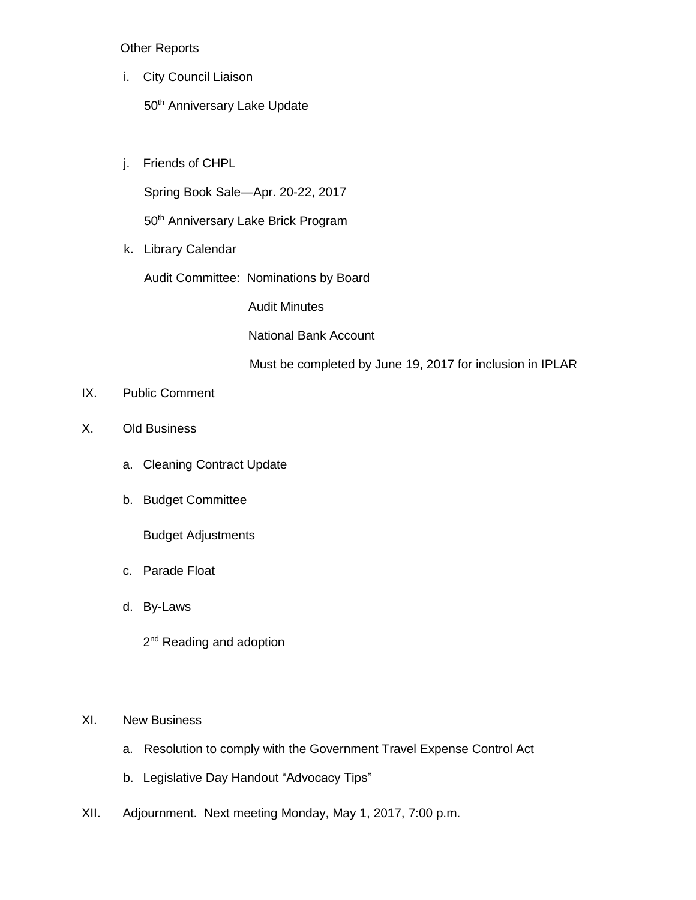Other Reports

i. City Council Liaison

   50th Anniversary Lake Update

j. Friends of CHPL

   Spring Book Sale—Apr. 20-22, 2017

   50th Anniversary Lake Brick Program

k. Library Calendar

   Audit Committee: Nominations by Board

   Audit Minutes

   National Bank Account

   Must be completed by June 19, 2017 for inclusion in IPLAR

IX. Public Comment

X. Old Business

   a. Cleaning Contract Update

   b. Budget Committee

      Budget Adjustments

   c. Parade Float

   d. By-Laws

      2nd Reading and adoption

XI. New Business

   a. Resolution to comply with the Government Travel Expense Control Act

   b. Legislative Day Handout "Advocacy Tips"

XII. Adjournment. Next meeting Monday, May 1, 2017, 7:00 p.m.